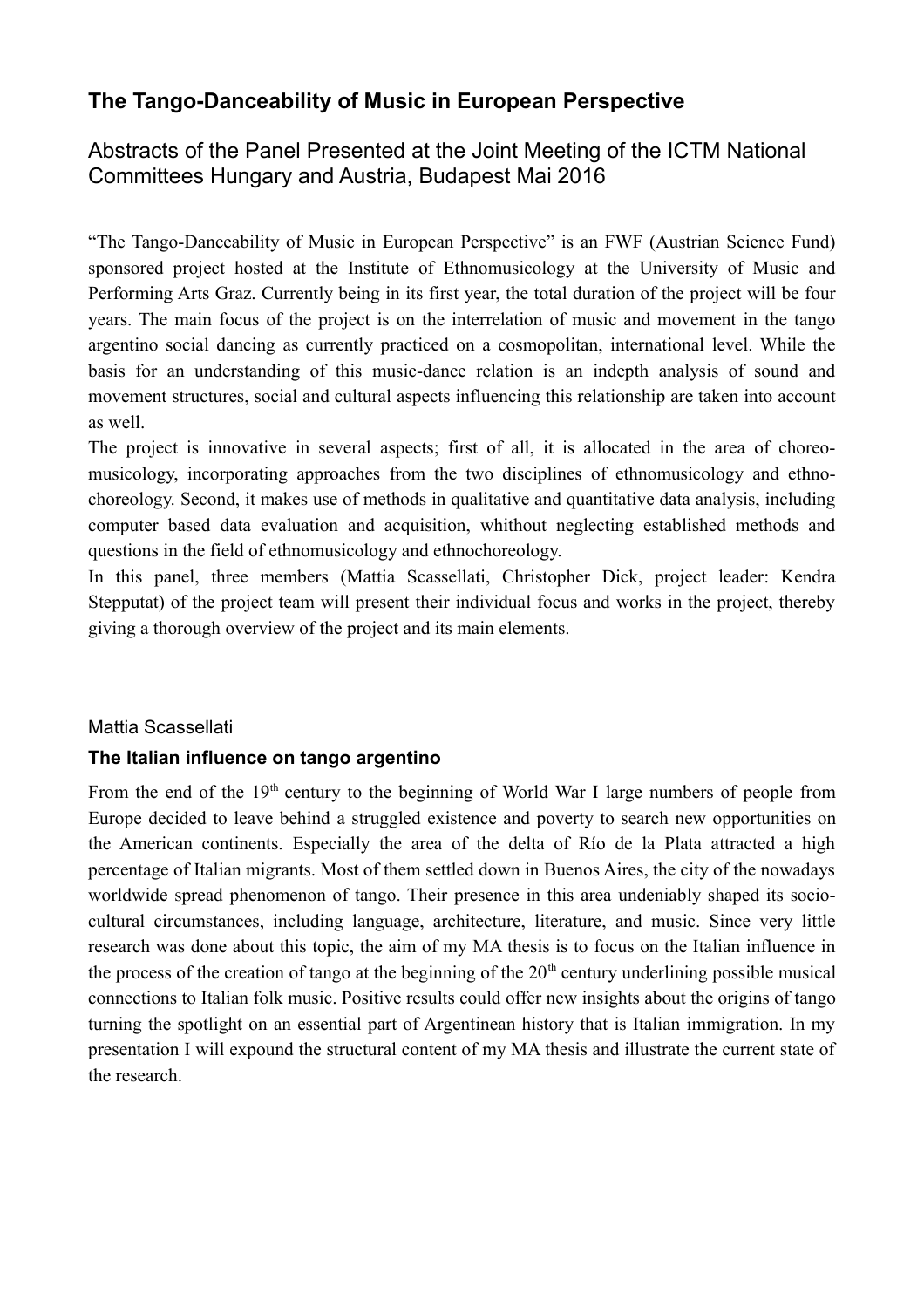# The Tango-Danceability of Music in European Perspective

## Abstracts of the Panel Presented at the Joint Meeting of the ICTM National Committees Hungary and Austria, Budapest Mai 2016

"The Tango-Danceability of Music in European Perspective" is an FWF (Austrian Science Fund) sponsored project hosted at the Institute of Ethnomusicology at the University of Music and Performing Arts Graz. Currently being in its first year, the total duration of the project will be four years. The main focus of the project is on the interrelation of music and movement in the tango argentino social dancing as currently practiced on a cosmopolitan, international level. While the basis for an understanding of this music-dance relation is an indepth analysis of sound and movement structures, social and cultural aspects influencing this relationship are taken into account as well.

The project is innovative in several aspects; first of all, it is allocated in the area of choreo-musicology, incorporating approaches from the two disciplines of ethnomusicology and ethno-choreology. Second, it makes use of methods in qualitative and quantitative data analysis, including computer based data evaluation and acquisition, whithout neglecting established methods and questions in the field of ethnomusicology and ethnochoreology.

In this panel, three members (Mattia Scassellati, Christopher Dick, project leader: Kendra Stepputat) of the project team will present their individual focus and works in the project, thereby giving a thorough overview of the project and its main elements.

Mattia Scassellati

### The Italian influence on tango argentino

From the end of the 19th century to the beginning of World War I large numbers of people from Europe decided to leave behind a struggled existence and poverty to search new opportunities on the American continents. Especially the area of the delta of Río de la Plata attracted a high percentage of Italian migrants. Most of them settled down in Buenos Aires, the city of the nowadays worldwide spread phenomenon of tango. Their presence in this area undeniably shaped its socio-cultural circumstances, including language, architecture, literature, and music. Since very little research was done about this topic, the aim of my MA thesis is to focus on the Italian influence in the process of the creation of tango at the beginning of the 20th century underlining possible musical connections to Italian folk music. Positive results could offer new insights about the origins of tango turning the spotlight on an essential part of Argentinean history that is Italian immigration. In my presentation I will expound the structural content of my MA thesis and illustrate the current state of the research.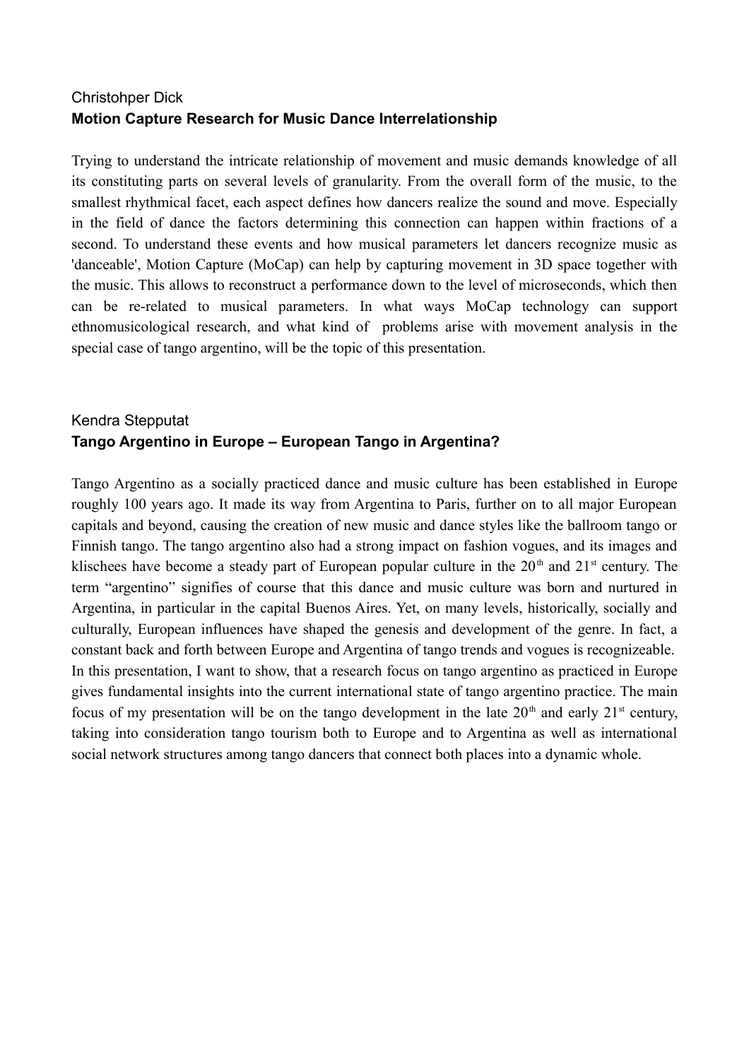Christohper Dick

**Motion Capture Research for Music Dance Interrelationship**

Trying to understand the intricate relationship of movement and music demands knowledge of all its constituting parts on several levels of granularity. From the overall form of the music, to the smallest rhythmical facet, each aspect defines how dancers realize the sound and move. Especially in the field of dance the factors determining this connection can happen within fractions of a second. To understand these events and how musical parameters let dancers recognize music as 'danceable', Motion Capture (MoCap) can help by capturing movement in 3D space together with the music. This allows to reconstruct a performance down to the level of microseconds, which then can be re-related to musical parameters. In what ways MoCap technology can support ethnomusicological research, and what kind of problems arise with movement analysis in the special case of tango argentino, will be the topic of this presentation.

Kendra Stepputat

**Tango Argentino in Europe – European Tango in Argentina?**

Tango Argentino as a socially practiced dance and music culture has been established in Europe roughly 100 years ago. It made its way from Argentina to Paris, further on to all major European capitals and beyond, causing the creation of new music and dance styles like the ballroom tango or Finnish tango. The tango argentino also had a strong impact on fashion vogues, and its images and klischees have become a steady part of European popular culture in the 20th and 21st century. The term "argentino" signifies of course that this dance and music culture was born and nurtured in Argentina, in particular in the capital Buenos Aires. Yet, on many levels, historically, socially and culturally, European influences have shaped the genesis and development of the genre. In fact, a constant back and forth between Europe and Argentina of tango trends and vogues is recognizeable. In this presentation, I want to show, that a research focus on tango argentino as practiced in Europe gives fundamental insights into the current international state of tango argentino practice. The main focus of my presentation will be on the tango development in the late 20th and early 21st century, taking into consideration tango tourism both to Europe and to Argentina as well as international social network structures among tango dancers that connect both places into a dynamic whole.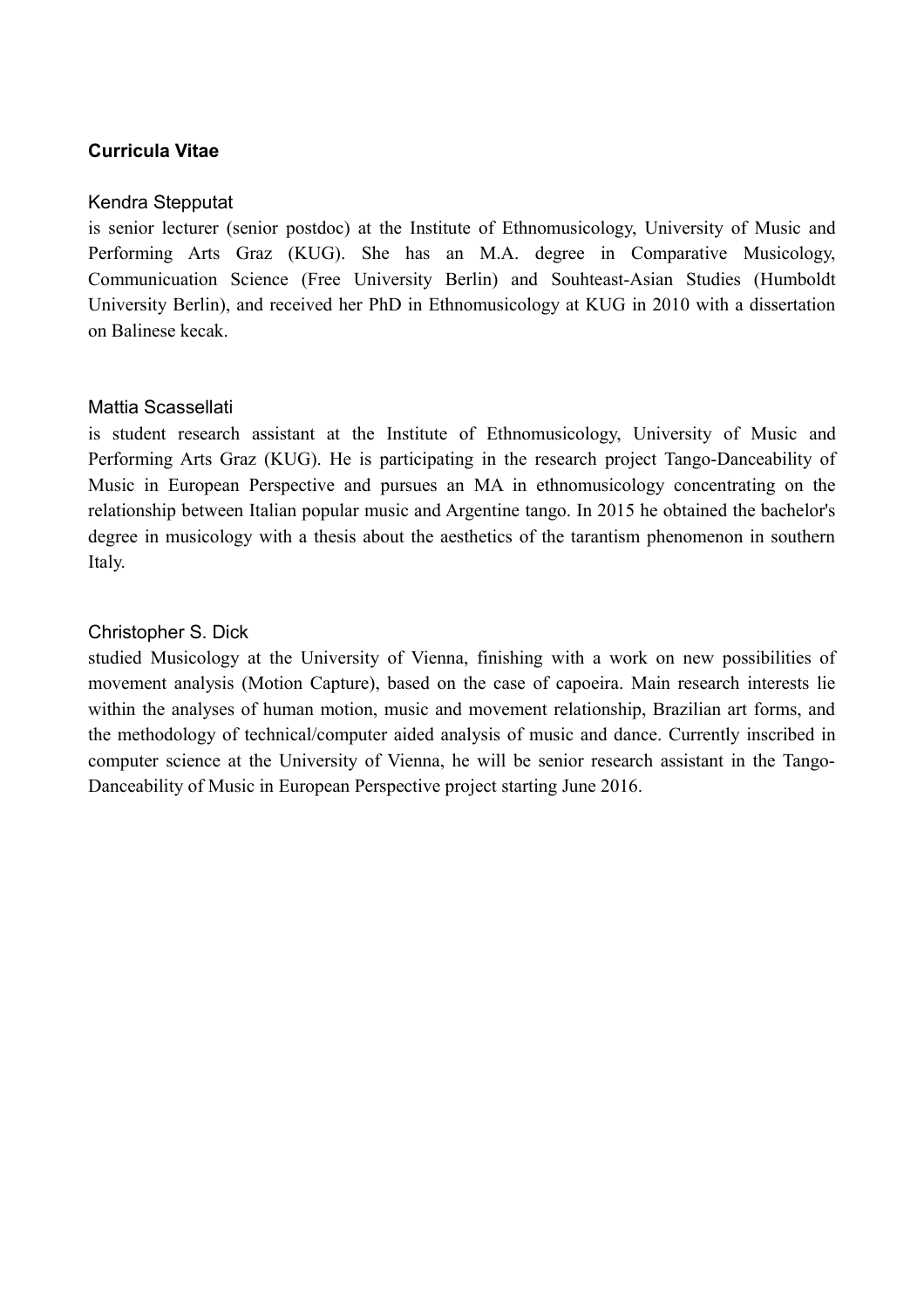**Curricula Vitae**

Kendra Stepputat

is senior lecturer (senior postdoc) at the Institute of Ethnomusicology, University of Music and Performing Arts Graz (KUG). She has an M.A. degree in Comparative Musicology, Communicuation Science (Free University Berlin) and Souhteast-Asian Studies (Humboldt University Berlin), and received her PhD in Ethnomusicology at KUG in 2010 with a dissertation on Balinese kecak.

Mattia Scassellati

is student research assistant at the Institute of Ethnomusicology, University of Music and Performing Arts Graz (KUG). He is participating in the research project Tango-Danceability of Music in European Perspective and pursues an MA in ethnomusicology concentrating on the relationship between Italian popular music and Argentine tango. In 2015 he obtained the bachelor's degree in musicology with a thesis about the aesthetics of the tarantism phenomenon in southern Italy.

Christopher S. Dick

studied Musicology at the University of Vienna, finishing with a work on new possibilities of movement analysis (Motion Capture), based on the case of capoeira. Main research interests lie within the analyses of human motion, music and movement relationship, Brazilian art forms, and the methodology of technical/computer aided analysis of music and dance. Currently inscribed in computer science at the University of Vienna, he will be senior research assistant in the Tango-Danceability of Music in European Perspective project starting June 2016.